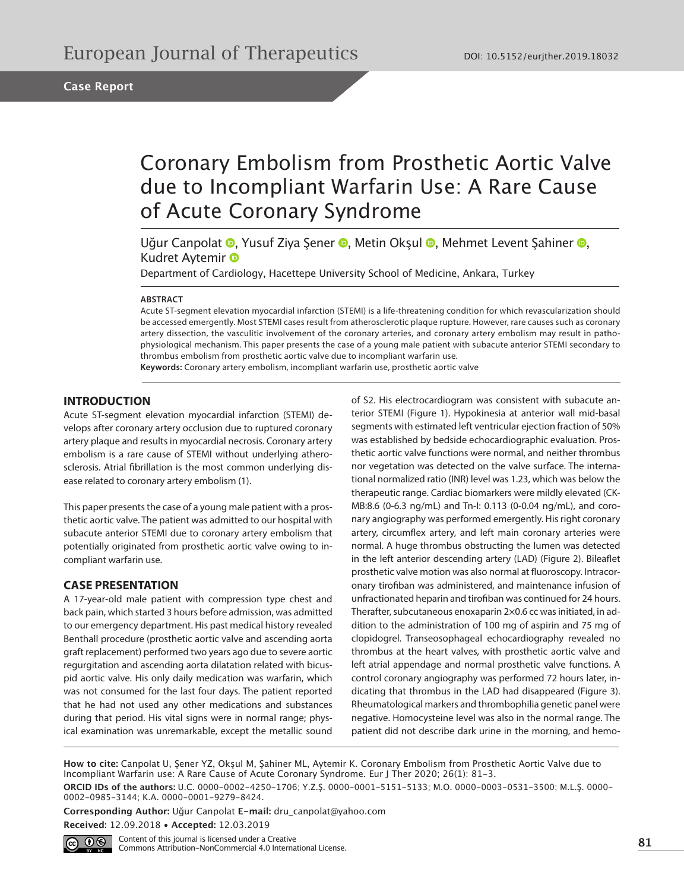European Journal of Therapeutics

DOI: 10.5152/eurjther.2019.18032

**Case Report**

# Coronary Embolism from Prosthetic Aortic Valve due to Incompliant Warfarin Use: A Rare Cause of Acute Coronary Syndrome

Uğur Canpolat, Yusuf Ziya Şener, Metin Okşul, Mehmet Levent Şahiner, Kudret Aytemir

Department of Cardiology, Hacettepe University School of Medicine, Ankara, Turkey

**ABSTRACT**

Acute ST-segment elevation myocardial infarction (STEMI) is a life-threatening condition for which revascularization should be accessed emergently. Most STEMI cases result from atherosclerotic plaque rupture. However, rare causes such as coronary artery dissection, the vasculitic involvement of the coronary arteries, and coronary artery embolism may result in pathophysiological mechanism. This paper presents the case of a young male patient with subacute anterior STEMI secondary to thrombus embolism from prosthetic aortic valve due to incompliant warfarin use.

**Keywords:** Coronary artery embolism, incompliant warfarin use, prosthetic aortic valve

## INTRODUCTION

Acute ST-segment elevation myocardial infarction (STEMI) develops after coronary artery occlusion due to ruptured coronary artery plaque and results in myocardial necrosis. Coronary artery embolism is a rare cause of STEMI without underlying atherosclerosis. Atrial fibrillation is the most common underlying disease related to coronary artery embolism (1).

This paper presents the case of a young male patient with a prosthetic aortic valve. The patient was admitted to our hospital with subacute anterior STEMI due to coronary artery embolism that potentially originated from prosthetic aortic valve owing to incompliant warfarin use.

## CASE PRESENTATION

A 17-year-old male patient with compression type chest and back pain, which started 3 hours before admission, was admitted to our emergency department. His past medical history revealed Benthall procedure (prosthetic aortic valve and ascending aorta graft replacement) performed two years ago due to severe aortic regurgitation and ascending aorta dilatation related with bicuspid aortic valve. His only daily medication was warfarin, which was not consumed for the last four days. The patient reported that he had not used any other medications and substances during that period. His vital signs were in normal range; physical examination was unremarkable, except the metallic sound of S2. His electrocardiogram was consistent with subacute anterior STEMI (Figure 1). Hypokinesia at anterior wall mid-basal segments with estimated left ventricular ejection fraction of 50% was established by bedside echocardiographic evaluation. Prosthetic aortic valve functions were normal, and neither thrombus nor vegetation was detected on the valve surface. The international normalized ratio (INR) level was 1.23, which was below the therapeutic range. Cardiac biomarkers were mildly elevated (CK-MB:8.6 (0-6.3 ng/mL) and Tn-I: 0.113 (0-0.04 ng/mL), and coronary angiography was performed emergently. His right coronary artery, circumflex artery, and left main coronary arteries were normal. A huge thrombus obstructing the lumen was detected in the left anterior descending artery (LAD) (Figure 2). Bileaflet prosthetic valve motion was also normal at fluoroscopy. Intracoronary tirofiban was administered, and maintenance infusion of unfractionated heparin and tirofiban was continued for 24 hours. Therafter, subcutaneous enoxaparin 2×0.6 cc was initiated, in addition to the administration of 100 mg of aspirin and 75 mg of clopidogrel. Transeosophageal echocardiography revealed no thrombus at the heart valves, with prosthetic aortic valve and left atrial appendage and normal prosthetic valve functions. A control coronary angiography was performed 72 hours later, indicating that thrombus in the LAD had disappeared (Figure 3). Rheumatological markers and thrombophilia genetic panel were negative. Homocysteine level was also in the normal range. The patient did not describe dark urine in the morning, and hemo-

**How to cite:** Canpolat U, Şener YZ, Okşul M, Şahiner ML, Aytemir K. Coronary Embolism from Prosthetic Aortic Valve due to Incompliant Warfarin use: A Rare Cause of Acute Coronary Syndrome. Eur J Ther 2020; 26(1): 81-3.

**ORCID IDs of the authors:** U.C. 0000-0002-4250-1706; Y.Z.Ş. 0000-0001-5151-5133; M.O. 0000-0003-0531-3500; M.L.Ş. 0000-0002-0985-3144; K.A. 0000-0001-9279-8424.

**Corresponding Author:** Uğur Canpolat **E-mail:** dru_canpolat@yahoo.com

**Received:** 12.09.2018 • **Accepted:** 12.03.2019

Content of this journal is licensed under a Creative Commons Attribution-NonCommercial 4.0 International License.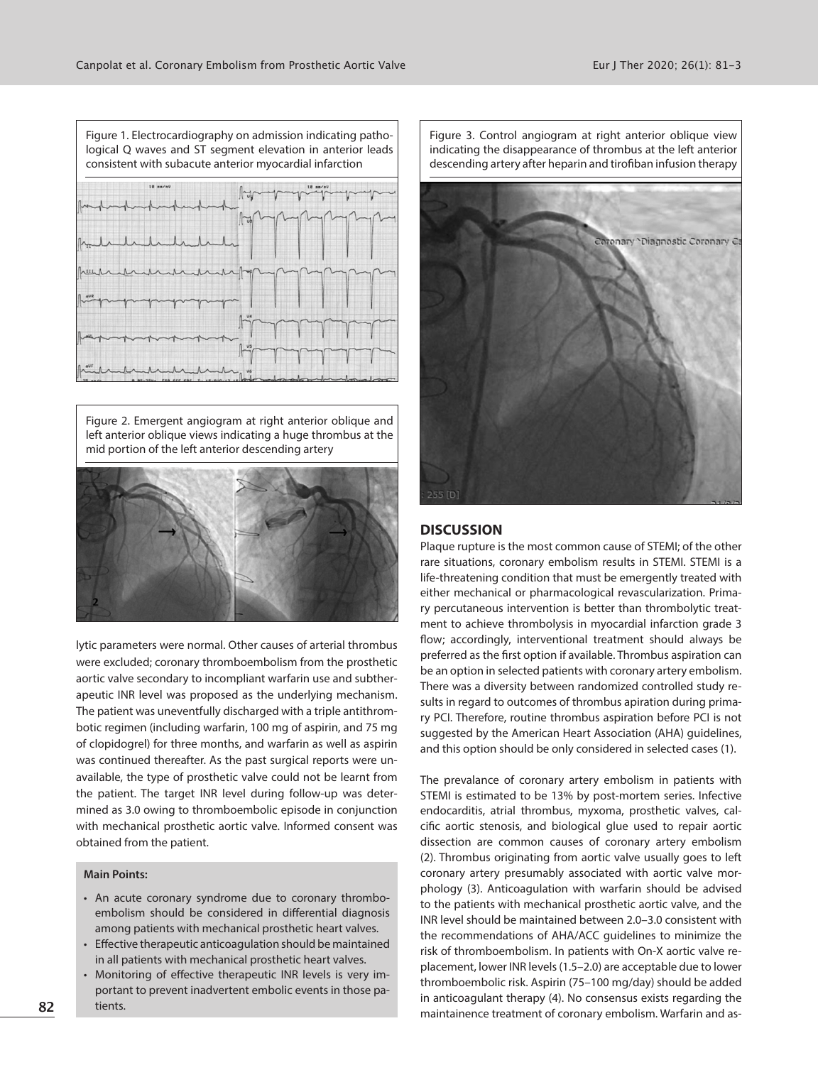Figure 1. Electrocardiography on admission indicating pathological Q waves and ST segment elevation in anterior leads consistent with subacute anterior myocardial infarction

Figure 2. Emergent angiogram at right anterior oblique and left anterior oblique views indicating a huge thrombus at the mid portion of the left anterior descending artery

lytic parameters were normal. Other causes of arterial thrombus were excluded; coronary thromboembolism from the prosthetic aortic valve secondary to incompliant warfarin use and subtherapeutic INR level was proposed as the underlying mechanism. The patient was uneventfully discharged with a triple antithrombotic regimen (including warfarin, 100 mg of aspirin, and 75 mg of clopidogrel) for three months, and warfarin as well as aspirin was continued thereafter. As the past surgical reports were unavailable, the type of prosthetic valve could not be learnt from the patient. The target INR level during follow-up was determined as 3.0 owing to thromboembolic episode in conjunction with mechanical prosthetic aortic valve. Informed consent was obtained from the patient.

**Main Points:**

- An acute coronary syndrome due to coronary thromboembolism should be considered in differential diagnosis among patients with mechanical prosthetic heart valves.
- Effective therapeutic anticoagulation should be maintained in all patients with mechanical prosthetic heart valves.
- Monitoring of effective therapeutic INR levels is very important to prevent inadvertent embolic events in those patients.

Figure 3. Control angiogram at right anterior oblique view indicating the disappearance of thrombus at the left anterior descending artery after heparin and tirofiban infusion therapy

## DISCUSSION

Plaque rupture is the most common cause of STEMI; of the other rare situations, coronary embolism results in STEMI. STEMI is a life-threatening condition that must be emergently treated with either mechanical or pharmacological revascularization. Primary percutaneous intervention is better than thrombolytic treatment to achieve thrombolysis in myocardial infarction grade 3 flow; accordingly, interventional treatment should always be preferred as the first option if available. Thrombus aspiration can be an option in selected patients with coronary artery embolism. There was a diversity between randomized controlled study results in regard to outcomes of thrombus apiration during primary PCI. Therefore, routine thrombus aspiration before PCI is not suggested by the American Heart Association (AHA) guidelines, and this option should be only considered in selected cases (1).

The prevalance of coronary artery embolism in patients with STEMI is estimated to be 13% by post-mortem series. Infective endocarditis, atrial thrombus, myxoma, prosthetic valves, calcific aortic stenosis, and biological glue used to repair aortic dissection are common causes of coronary artery embolism (2). Thrombus originating from aortic valve usually goes to left coronary artery presumably associated with aortic valve morphology (3). Anticoagulation with warfarin should be advised to the patients with mechanical prosthetic aortic valve, and the INR level should be maintained between 2.0–3.0 consistent with the recommendations of AHA/ACC guidelines to minimize the risk of thromboembolism. In patients with On-X aortic valve replacement, lower INR levels (1.5–2.0) are acceptable due to lower thromboembolic risk. Aspirin (75–100 mg/day) should be added in anticoagulant therapy (4). No consensus exists regarding the maintainence treatment of coronary embolism. Warfarin and as-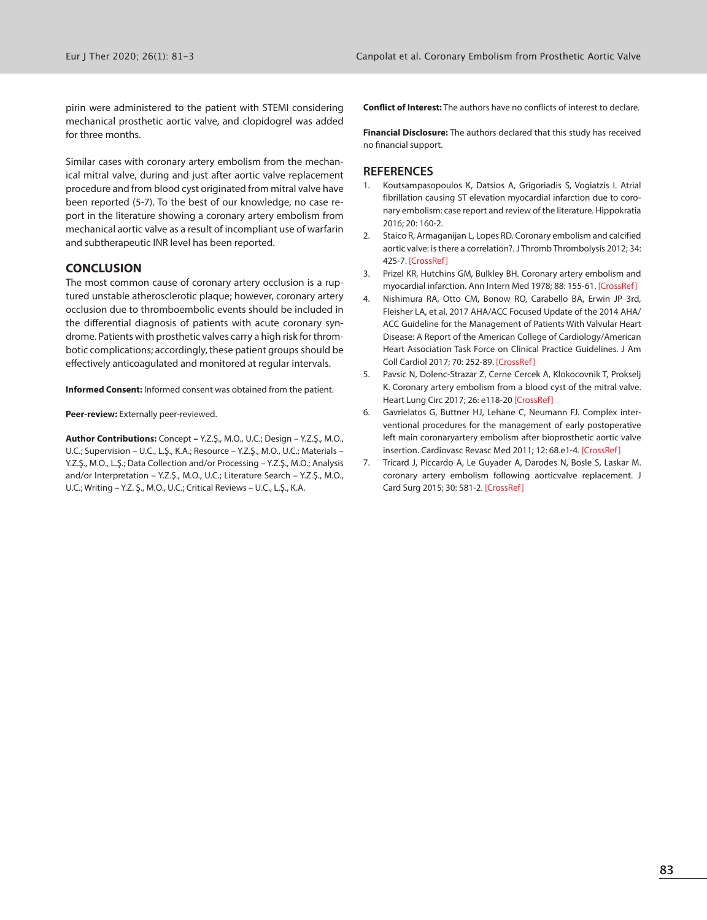pirin were administered to the patient with STEMI considering mechanical prosthetic aortic valve, and clopidogrel was added for three months.

Similar cases with coronary artery embolism from the mechanical mitral valve, during and just after aortic valve replacement procedure and from blood cyst originated from mitral valve have been reported (5-7). To the best of our knowledge, no case report in the literature showing a coronary artery embolism from mechanical aortic valve as a result of incompliant use of warfarin and subtherapeutic INR level has been reported.

## CONCLUSION

The most common cause of coronary artery occlusion is a ruptured unstable atherosclerotic plaque; however, coronary artery occlusion due to thromboembolic events should be included in the differential diagnosis of patients with acute coronary syndrome. Patients with prosthetic valves carry a high risk for thrombotic complications; accordingly, these patient groups should be effectively anticoagulated and monitored at regular intervals.

**Informed Consent:** Informed consent was obtained from the patient.

**Peer-review:** Externally peer-reviewed.

**Author Contributions:** Concept – Y.Z.Ş., M.O., U.C.; Design – Y.Z.Ş., M.O., U.C.; Supervision – U.C., L.Ş., K.A.; Resource – Y.Z.Ş., M.O., U.C.; Materials – Y.Z.Ş., M.O., L.Ş.; Data Collection and/or Processing – Y.Z.Ş., M.O.; Analysis and/or Interpretation – Y.Z.Ş., M.O., U.C.; Literature Search – Y.Z.Ş., M.O., U.C.; Writing – Y.Z. Ş., M.O., U.C.; Critical Reviews – U.C., L.Ş., K.A.

**Conflict of Interest:** The authors have no conflicts of interest to declare.

**Financial Disclosure:** The authors declared that this study has received no financial support.

## REFERENCES

1. Koutsampasopoulos K, Datsios A, Grigoriadis S, Vogiatzis I. Atrial fibrillation causing ST elevation myocardial infarction due to coronary embolism: case report and review of the literature. Hippokratia 2016; 20: 160-2.
2. Staico R, Armaganijan L, Lopes RD. Coronary embolism and calcified aortic valve: is there a correlation?. J Thromb Thrombolysis 2012; 34: 425-7. [CrossRef]
3. Prizel KR, Hutchins GM, Bulkley BH. Coronary artery embolism and myocardial infarction. Ann Intern Med 1978; 88: 155-61. [CrossRef]
4. Nishimura RA, Otto CM, Bonow RO, Carabello BA, Erwin JP 3rd, Fleisher LA, et al. 2017 AHA/ACC Focused Update of the 2014 AHA/ACC Guideline for the Management of Patients With Valvular Heart Disease: A Report of the American College of Cardiology/American Heart Association Task Force on Clinical Practice Guidelines. J Am Coll Cardiol 2017; 70: 252-89. [CrossRef]
5. Pavsic N, Dolenc-Strazar Z, Cerne Cercek A, Klokocovnik T, Prokselj K. Coronary artery embolism from a blood cyst of the mitral valve. Heart Lung Circ 2017; 26: e118-20 [CrossRef]
6. Gavrielatos G, Buttner HJ, Lehane C, Neumann FJ. Complex interventional procedures for the management of early postoperative left main coronaryartery embolism after bioprosthetic aortic valve insertion. Cardiovasc Revasc Med 2011; 12: 68.e1-4. [CrossRef]
7. Tricard J, Piccardo A, Le Guyader A, Darodes N, Bosle S, Laskar M. coronary artery embolism following aorticvalve replacement. J Card Surg 2015; 30: 581-2. [CrossRef]